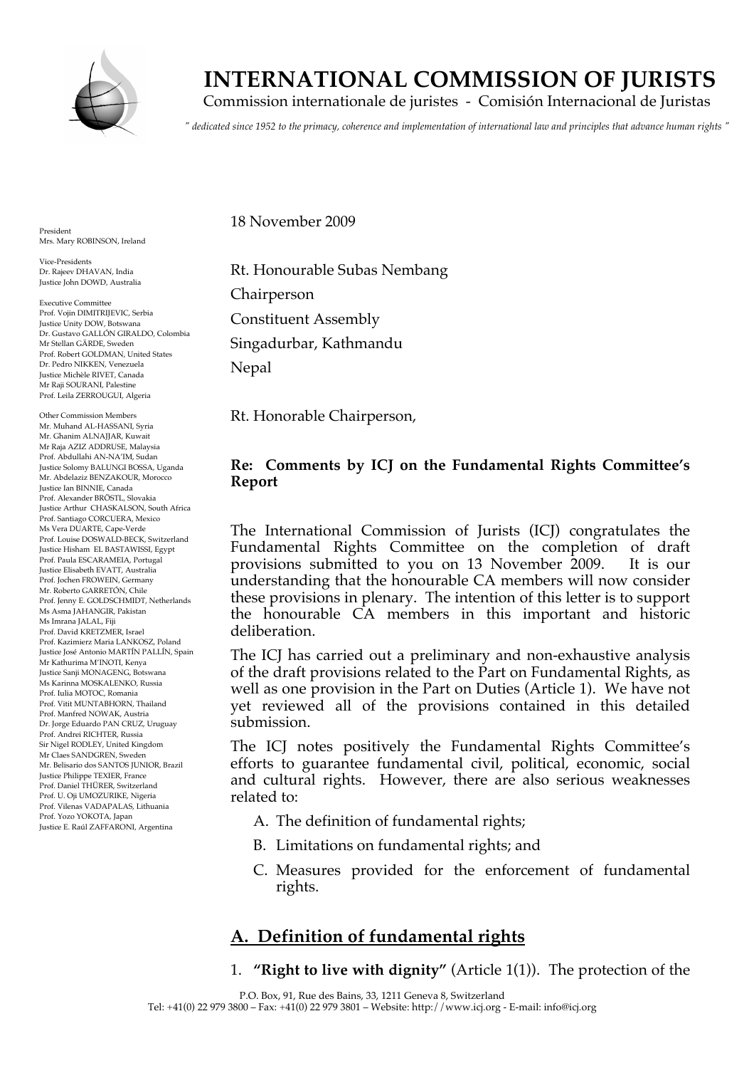# INTERNATIONAL COMMISSION OF JURISTS

Commission internationale de juristes - Comisión Internacional de Juristas

*" dedicated since 1952 to the primacy, coherence and implementation of international law and principles that advance human rights "*

President
Mrs. Mary ROBINSON, Ireland

Vice-Presidents
Dr. Rajeev DHAVAN, India
Justice John DOWD, Australia

Executive Committee
Prof. Vojin DIMITRIJEVIC, Serbia
Justice Unity DOW, Botswana
Dr. Gustavo GALLÓN GIRALDO, Colombia
Mr Stellan GÄRDE, Sweden
Prof. Robert GOLDMAN, United States
Dr. Pedro NIKKEN, Venezuela
Justice Michèle RIVET, Canada
Mr Raji SOURANI, Palestine
Prof. Leila ZERROUGUI, Algeria

Other Commission Members
Mr. Muhand AL-HASSANI, Syria
Mr. Ghanim ALNAJJAR, Kuwait
Mr Raja AZIZ ADDRUSE, Malaysia
Prof. Abdullahi AN-NA'IM, Sudan
Justice Solomy BALUNGI BOSSA, Uganda
Mr. Abdelaziz BENZAKOUR, Morocco
Justice Ian BINNIE, Canada
Prof. Alexander BRÖSTL, Slovakia
Justice Arthur CHASKALSON, South Africa
Prof. Santiago CORCUERA, Mexico
Ms Vera DUARTE, Cape-Verde
Prof. Louise DOSWALD-BECK, Switzerland
Justice Hisham EL BASTAWISSI, Egypt
Prof. Paula ESCARAMEIA, Portugal
Justice Elisabeth EVATT, Australia
Prof. Jochen FROWEIN, Germany
Mr. Roberto GARRETÓN, Chile
Prof. Jenny E. GOLDSCHMIDT, Netherlands
Ms Asma JAHANGIR, Pakistan
Ms Imrana JALAL, Fiji
Prof. David KRETZMER, Israel
Prof. Kazimierz Maria LANKOSZ, Poland
Justice José Antonio MARTÍN PALLÍN, Spain
Mr Kathurima M'INOTI, Kenya
Justice Sanji MONAGENG, Botswana
Ms Karinna MOSKALENKO, Russia
Prof. Iulia MOTOC, Romania
Prof. Vitit MUNTARBHORN, Thailand
Prof. Manfred NOWAK, Austria
Dr. Jorge Eduardo PAN CRUZ, Uruguay
Prof. Andrei RICHTER, Russia
Sir Nigel RODLEY, United Kingdom
Mr Claes SANDGREN, Sweden
Mr. Belisario dos SANTOS JUNIOR, Brazil
Justice Philippe TEXIER, France
Prof. Daniel THÜRER, Switzerland
Prof. U. Oji UMOZURIKE, Nigeria
Prof. Vilenas VADAPALAS, Lithuania
Prof. Yozo YOKOTA, Japan
Justice E. Raúl ZAFFARONI, Argentina

18 November 2009

Rt. Honourable Subas Nembang
Chairperson
Constituent Assembly
Singadurbar, Kathmandu
Nepal

Rt. Honorable Chairperson,

**Re: Comments by ICJ on the Fundamental Rights Committee's Report**

The International Commission of Jurists (ICJ) congratulates the Fundamental Rights Committee on the completion of draft provisions submitted to you on 13 November 2009. It is our understanding that the honourable CA members will now consider these provisions in plenary. The intention of this letter is to support the honourable CA members in this important and historic deliberation.

The ICJ has carried out a preliminary and non-exhaustive analysis of the draft provisions related to the Part on Fundamental Rights, as well as one provision in the Part on Duties (Article 1). We have not yet reviewed all of the provisions contained in this detailed submission.

The ICJ notes positively the Fundamental Rights Committee's efforts to guarantee fundamental civil, political, economic, social and cultural rights. However, there are also serious weaknesses related to:

A. The definition of fundamental rights;
B. Limitations on fundamental rights; and
C. Measures provided for the enforcement of fundamental rights.

## A. Definition of fundamental rights

1. **"Right to live with dignity"** (Article 1(1)). The protection of the

P.O. Box, 91, Rue des Bains, 33, 1211 Geneva 8, Switzerland
Tel: +41(0) 22 979 3800 – Fax: +41(0) 22 979 3801 – Website: http://www.icj.org - E-mail: info@icj.org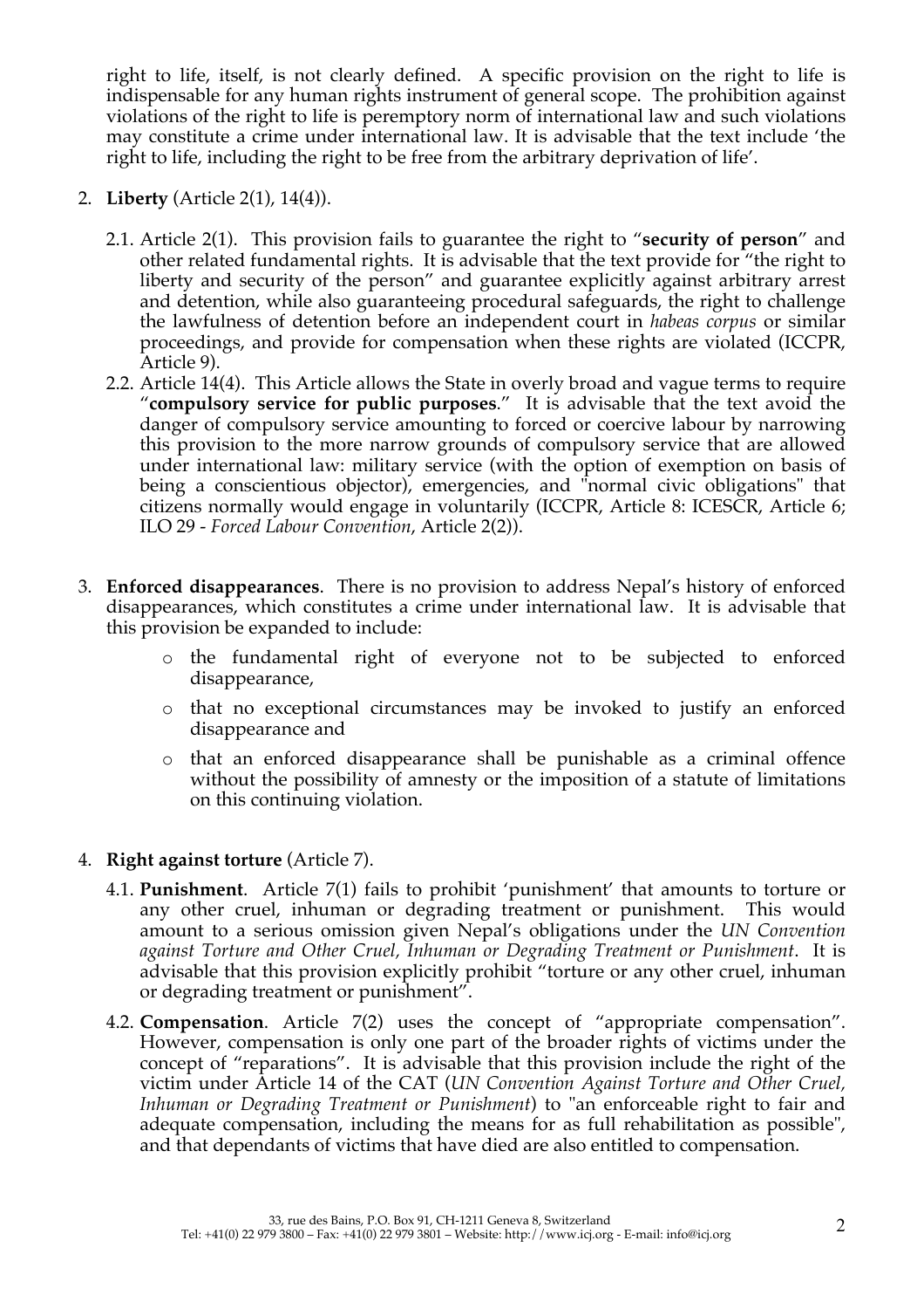right to life, itself, is not clearly defined. A specific provision on the right to life is indispensable for any human rights instrument of general scope. The prohibition against violations of the right to life is peremptory norm of international law and such violations may constitute a crime under international law. It is advisable that the text include 'the right to life, including the right to be free from the arbitrary deprivation of life'.

2. **Liberty** (Article 2(1), 14(4)).

   2.1. Article 2(1). This provision fails to guarantee the right to "**security of person**" and other related fundamental rights. It is advisable that the text provide for "the right to liberty and security of the person" and guarantee explicitly against arbitrary arrest and detention, while also guaranteeing procedural safeguards, the right to challenge the lawfulness of detention before an independent court in *habeas corpus* or similar proceedings, and provide for compensation when these rights are violated (ICCPR, Article 9).

   2.2. Article 14(4). This Article allows the State in overly broad and vague terms to require "**compulsory service for public purposes**." It is advisable that the text avoid the danger of compulsory service amounting to forced or coercive labour by narrowing this provision to the more narrow grounds of compulsory service that are allowed under international law: military service (with the option of exemption on basis of being a conscientious objector), emergencies, and "normal civic obligations" that citizens normally would engage in voluntarily (ICCPR, Article 8: ICESCR, Article 6; ILO 29 - *Forced Labour Convention*, Article 2(2)).

3. **Enforced disappearances**. There is no provision to address Nepal's history of enforced disappearances, which constitutes a crime under international law. It is advisable that this provision be expanded to include:

   - the fundamental right of everyone not to be subjected to enforced disappearance,
   - that no exceptional circumstances may be invoked to justify an enforced disappearance and
   - that an enforced disappearance shall be punishable as a criminal offence without the possibility of amnesty or the imposition of a statute of limitations on this continuing violation.

4. **Right against torture** (Article 7).

   4.1. **Punishment**. Article 7(1) fails to prohibit 'punishment' that amounts to torture or any other cruel, inhuman or degrading treatment or punishment. This would amount to a serious omission given Nepal's obligations under the *UN Convention against Torture and Other Cruel, Inhuman or Degrading Treatment or Punishment*. It is advisable that this provision explicitly prohibit "torture or any other cruel, inhuman or degrading treatment or punishment".

   4.2. **Compensation**. Article 7(2) uses the concept of "appropriate compensation". However, compensation is only one part of the broader rights of victims under the concept of "reparations". It is advisable that this provision include the right of the victim under Article 14 of the CAT (*UN Convention Against Torture and Other Cruel, Inhuman or Degrading Treatment or Punishment*) to "an enforceable right to fair and adequate compensation, including the means for as full rehabilitation as possible", and that dependants of victims that have died are also entitled to compensation.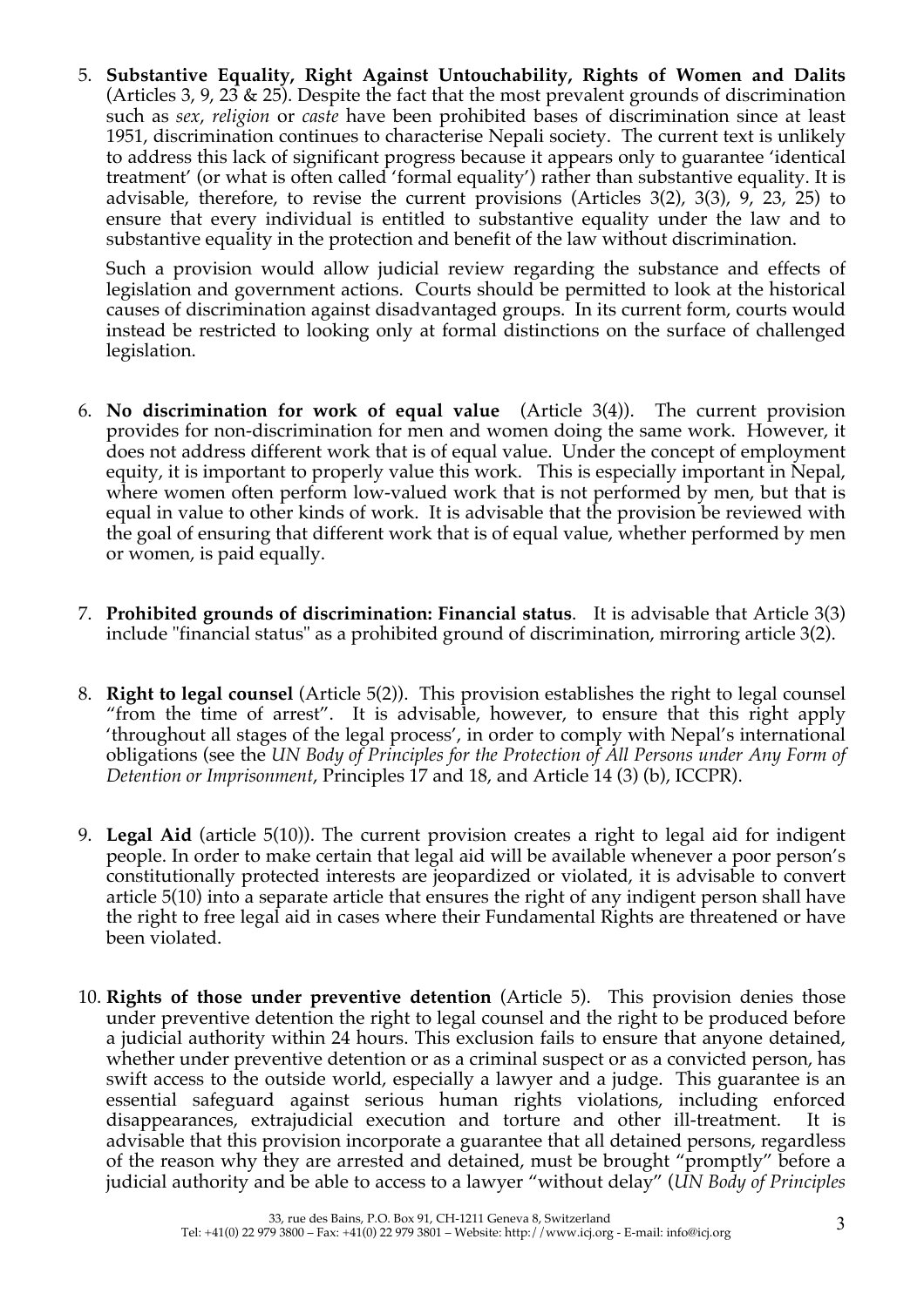5. **Substantive Equality, Right Against Untouchability, Rights of Women and Dalits** (Articles 3, 9, 23 & 25). Despite the fact that the most prevalent grounds of discrimination such as *sex*, *religion* or *caste* have been prohibited bases of discrimination since at least 1951, discrimination continues to characterise Nepali society. The current text is unlikely to address this lack of significant progress because it appears only to guarantee 'identical treatment' (or what is often called 'formal equality') rather than substantive equality. It is advisable, therefore, to revise the current provisions (Articles 3(2), 3(3), 9, 23, 25) to ensure that every individual is entitled to substantive equality under the law and to substantive equality in the protection and benefit of the law without discrimination.

   Such a provision would allow judicial review regarding the substance and effects of legislation and government actions. Courts should be permitted to look at the historical causes of discrimination against disadvantaged groups. In its current form, courts would instead be restricted to looking only at formal distinctions on the surface of challenged legislation.

6. **No discrimination for work of equal value** (Article 3(4)). The current provision provides for non-discrimination for men and women doing the same work. However, it does not address different work that is of equal value. Under the concept of employment equity, it is important to properly value this work. This is especially important in Nepal, where women often perform low-valued work that is not performed by men, but that is equal in value to other kinds of work. It is advisable that the provision be reviewed with the goal of ensuring that different work that is of equal value, whether performed by men or women, is paid equally.

7. **Prohibited grounds of discrimination: Financial status**. It is advisable that Article 3(3) include "financial status" as a prohibited ground of discrimination, mirroring article 3(2).

8. **Right to legal counsel** (Article 5(2)). This provision establishes the right to legal counsel "from the time of arrest". It is advisable, however, to ensure that this right apply 'throughout all stages of the legal process', in order to comply with Nepal's international obligations (see the *UN Body of Principles for the Protection of All Persons under Any Form of Detention or Imprisonment*, Principles 17 and 18, and Article 14 (3) (b), ICCPR).

9. **Legal Aid** (article 5(10)). The current provision creates a right to legal aid for indigent people. In order to make certain that legal aid will be available whenever a poor person's constitutionally protected interests are jeopardized or violated, it is advisable to convert article 5(10) into a separate article that ensures the right of any indigent person shall have the right to free legal aid in cases where their Fundamental Rights are threatened or have been violated.

10. **Rights of those under preventive detention** (Article 5). This provision denies those under preventive detention the right to legal counsel and the right to be produced before a judicial authority within 24 hours. This exclusion fails to ensure that anyone detained, whether under preventive detention or as a criminal suspect or as a convicted person, has swift access to the outside world, especially a lawyer and a judge. This guarantee is an essential safeguard against serious human rights violations, including enforced disappearances, extrajudicial execution and torture and other ill-treatment. It is advisable that this provision incorporate a guarantee that all detained persons, regardless of the reason why they are arrested and detained, must be brought "promptly" before a judicial authority and be able to access to a lawyer "without delay" (*UN Body of Principles*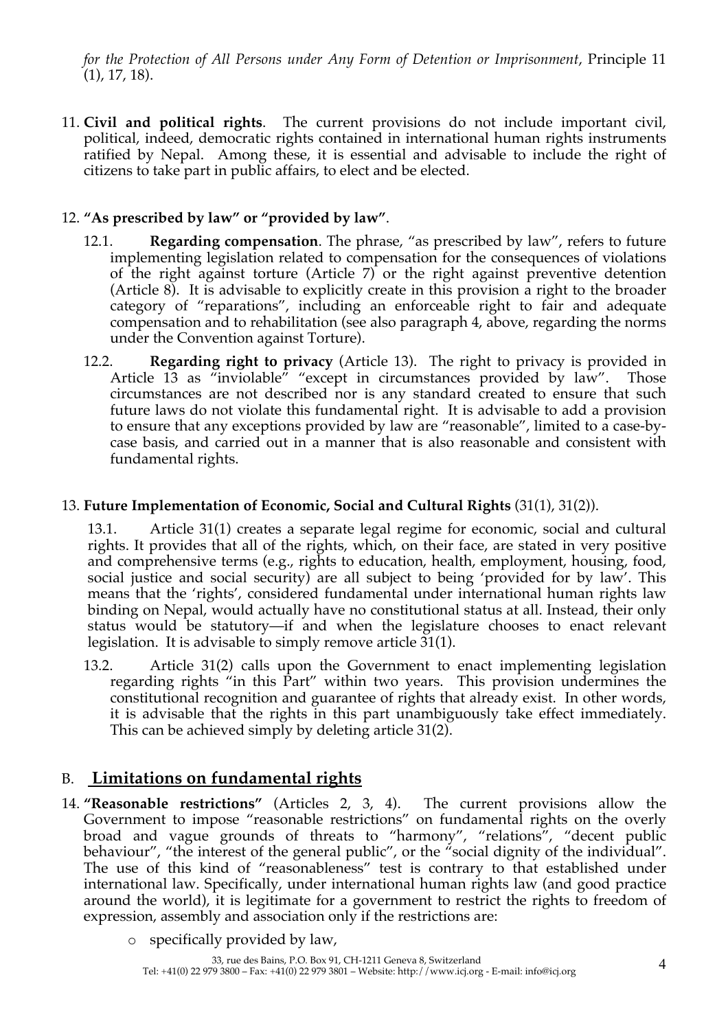*for the Protection of All Persons under Any Form of Detention or Imprisonment*, Principle 11 (1), 17, 18).

11. **Civil and political rights**. The current provisions do not include important civil, political, indeed, democratic rights contained in international human rights instruments ratified by Nepal. Among these, it is essential and advisable to include the right of citizens to take part in public affairs, to elect and be elected.

12. **"As prescribed by law" or "provided by law"**.

    12.1. **Regarding compensation**. The phrase, "as prescribed by law", refers to future implementing legislation related to compensation for the consequences of violations of the right against torture (Article 7) or the right against preventive detention (Article 8). It is advisable to explicitly create in this provision a right to the broader category of "reparations", including an enforceable right to fair and adequate compensation and to rehabilitation (see also paragraph 4, above, regarding the norms under the Convention against Torture).

    12.2. **Regarding right to privacy** (Article 13). The right to privacy is provided in Article 13 as "inviolable" "except in circumstances provided by law". Those circumstances are not described nor is any standard created to ensure that such future laws do not violate this fundamental right. It is advisable to add a provision to ensure that any exceptions provided by law are "reasonable", limited to a case-by-case basis, and carried out in a manner that is also reasonable and consistent with fundamental rights.

13. **Future Implementation of Economic, Social and Cultural Rights** (31(1), 31(2)).

    13.1. Article 31(1) creates a separate legal regime for economic, social and cultural rights. It provides that all of the rights, which, on their face, are stated in very positive and comprehensive terms (e.g., rights to education, health, employment, housing, food, social justice and social security) are all subject to being 'provided for by law'. This means that the 'rights', considered fundamental under international human rights law binding on Nepal, would actually have no constitutional status at all. Instead, their only status would be statutory—if and when the legislature chooses to enact relevant legislation. It is advisable to simply remove article 31(1).

    13.2. Article 31(2) calls upon the Government to enact implementing legislation regarding rights "in this Part" within two years. This provision undermines the constitutional recognition and guarantee of rights that already exist. In other words, it is advisable that the rights in this part unambiguously take effect immediately. This can be achieved simply by deleting article 31(2).

## B. Limitations on fundamental rights

14. **"Reasonable restrictions"** (Articles 2, 3, 4). The current provisions allow the Government to impose "reasonable restrictions" on fundamental rights on the overly broad and vague grounds of threats to "harmony", "relations", "decent public behaviour", "the interest of the general public", or the "social dignity of the individual". The use of this kind of "reasonableness" test is contrary to that established under international law. Specifically, under international human rights law (and good practice around the world), it is legitimate for a government to restrict the rights to freedom of expression, assembly and association only if the restrictions are:

    - specifically provided by law,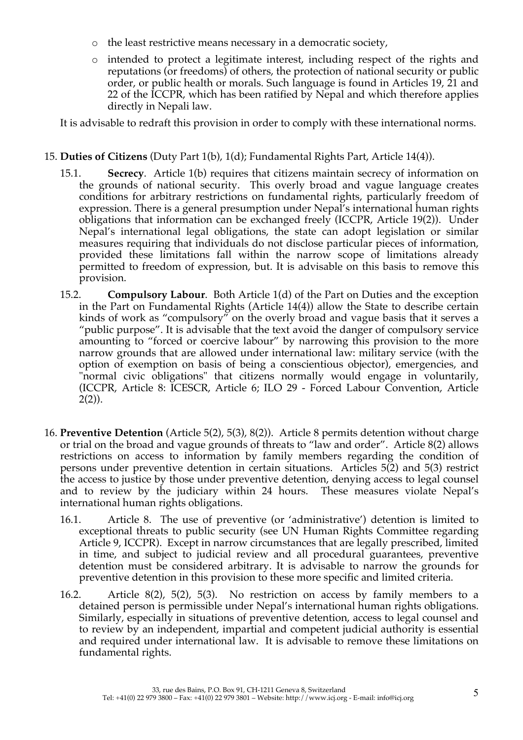- the least restrictive means necessary in a democratic society,
- intended to protect a legitimate interest, including respect of the rights and reputations (or freedoms) of others, the protection of national security or public order, or public health or morals. Such language is found in Articles 19, 21 and 22 of the ICCPR, which has been ratified by Nepal and which therefore applies directly in Nepali law.

It is advisable to redraft this provision in order to comply with these international norms.

15. **Duties of Citizens** (Duty Part 1(b), 1(d); Fundamental Rights Part, Article 14(4)).

    15.1. **Secrecy**. Article 1(b) requires that citizens maintain secrecy of information on the grounds of national security. This overly broad and vague language creates conditions for arbitrary restrictions on fundamental rights, particularly freedom of expression. There is a general presumption under Nepal's international human rights obligations that information can be exchanged freely (ICCPR, Article 19(2)). Under Nepal's international legal obligations, the state can adopt legislation or similar measures requiring that individuals do not disclose particular pieces of information, provided these limitations fall within the narrow scope of limitations already permitted to freedom of expression, but. It is advisable on this basis to remove this provision.

    15.2. **Compulsory Labour**. Both Article 1(d) of the Part on Duties and the exception in the Part on Fundamental Rights (Article 14(4)) allow the State to describe certain kinds of work as "compulsory" on the overly broad and vague basis that it serves a "public purpose". It is advisable that the text avoid the danger of compulsory service amounting to "forced or coercive labour" by narrowing this provision to the more narrow grounds that are allowed under international law: military service (with the option of exemption on basis of being a conscientious objector), emergencies, and "normal civic obligations" that citizens normally would engage in voluntarily, (ICCPR, Article 8: ICESCR, Article 6; ILO 29 - Forced Labour Convention, Article 2(2)).

16. **Preventive Detention** (Article 5(2), 5(3), 8(2)). Article 8 permits detention without charge or trial on the broad and vague grounds of threats to "law and order". Article 8(2) allows restrictions on access to information by family members regarding the condition of persons under preventive detention in certain situations. Articles 5(2) and 5(3) restrict the access to justice by those under preventive detention, denying access to legal counsel and to review by the judiciary within 24 hours. These measures violate Nepal's international human rights obligations.

    16.1. Article 8. The use of preventive (or 'administrative') detention is limited to exceptional threats to public security (see UN Human Rights Committee regarding Article 9, ICCPR). Except in narrow circumstances that are legally prescribed, limited in time, and subject to judicial review and all procedural guarantees, preventive detention must be considered arbitrary. It is advisable to narrow the grounds for preventive detention in this provision to these more specific and limited criteria.

    16.2. Article 8(2), 5(2), 5(3). No restriction on access by family members to a detained person is permissible under Nepal's international human rights obligations. Similarly, especially in situations of preventive detention, access to legal counsel and to review by an independent, impartial and competent judicial authority is essential and required under international law. It is advisable to remove these limitations on fundamental rights.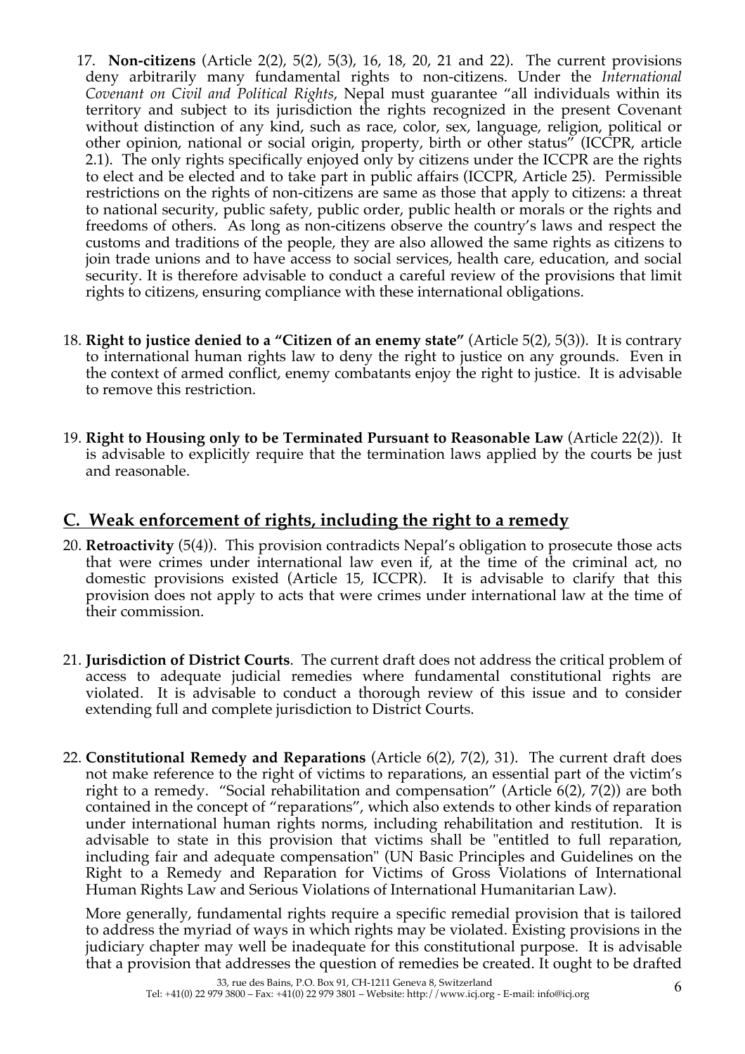17. **Non-citizens** (Article 2(2), 5(2), 5(3), 16, 18, 20, 21 and 22). The current provisions deny arbitrarily many fundamental rights to non-citizens. Under the *International Covenant on Civil and Political Rights*, Nepal must guarantee "all individuals within its territory and subject to its jurisdiction the rights recognized in the present Covenant without distinction of any kind, such as race, color, sex, language, religion, political or other opinion, national or social origin, property, birth or other status" (ICCPR, article 2.1). The only rights specifically enjoyed only by citizens under the ICCPR are the rights to elect and be elected and to take part in public affairs (ICCPR, Article 25). Permissible restrictions on the rights of non-citizens are same as those that apply to citizens: a threat to national security, public safety, public order, public health or morals or the rights and freedoms of others. As long as non-citizens observe the country's laws and respect the customs and traditions of the people, they are also allowed the same rights as citizens to join trade unions and to have access to social services, health care, education, and social security. It is therefore advisable to conduct a careful review of the provisions that limit rights to citizens, ensuring compliance with these international obligations.

18. **Right to justice denied to a "Citizen of an enemy state"** (Article 5(2), 5(3)). It is contrary to international human rights law to deny the right to justice on any grounds. Even in the context of armed conflict, enemy combatants enjoy the right to justice. It is advisable to remove this restriction.

19. **Right to Housing only to be Terminated Pursuant to Reasonable Law** (Article 22(2)). It is advisable to explicitly require that the termination laws applied by the courts be just and reasonable.

## C. Weak enforcement of rights, including the right to a remedy

20. **Retroactivity** (5(4)). This provision contradicts Nepal's obligation to prosecute those acts that were crimes under international law even if, at the time of the criminal act, no domestic provisions existed (Article 15, ICCPR). It is advisable to clarify that this provision does not apply to acts that were crimes under international law at the time of their commission.

21. **Jurisdiction of District Courts**. The current draft does not address the critical problem of access to adequate judicial remedies where fundamental constitutional rights are violated. It is advisable to conduct a thorough review of this issue and to consider extending full and complete jurisdiction to District Courts.

22. **Constitutional Remedy and Reparations** (Article 6(2), 7(2), 31). The current draft does not make reference to the right of victims to reparations, an essential part of the victim's right to a remedy. "Social rehabilitation and compensation" (Article 6(2), 7(2)) are both contained in the concept of "reparations", which also extends to other kinds of reparation under international human rights norms, including rehabilitation and restitution. It is advisable to state in this provision that victims shall be "entitled to full reparation, including fair and adequate compensation" (UN Basic Principles and Guidelines on the Right to a Remedy and Reparation for Victims of Gross Violations of International Human Rights Law and Serious Violations of International Humanitarian Law).

    More generally, fundamental rights require a specific remedial provision that is tailored to address the myriad of ways in which rights may be violated. Existing provisions in the judiciary chapter may well be inadequate for this constitutional purpose. It is advisable that a provision that addresses the question of remedies be created. It ought to be drafted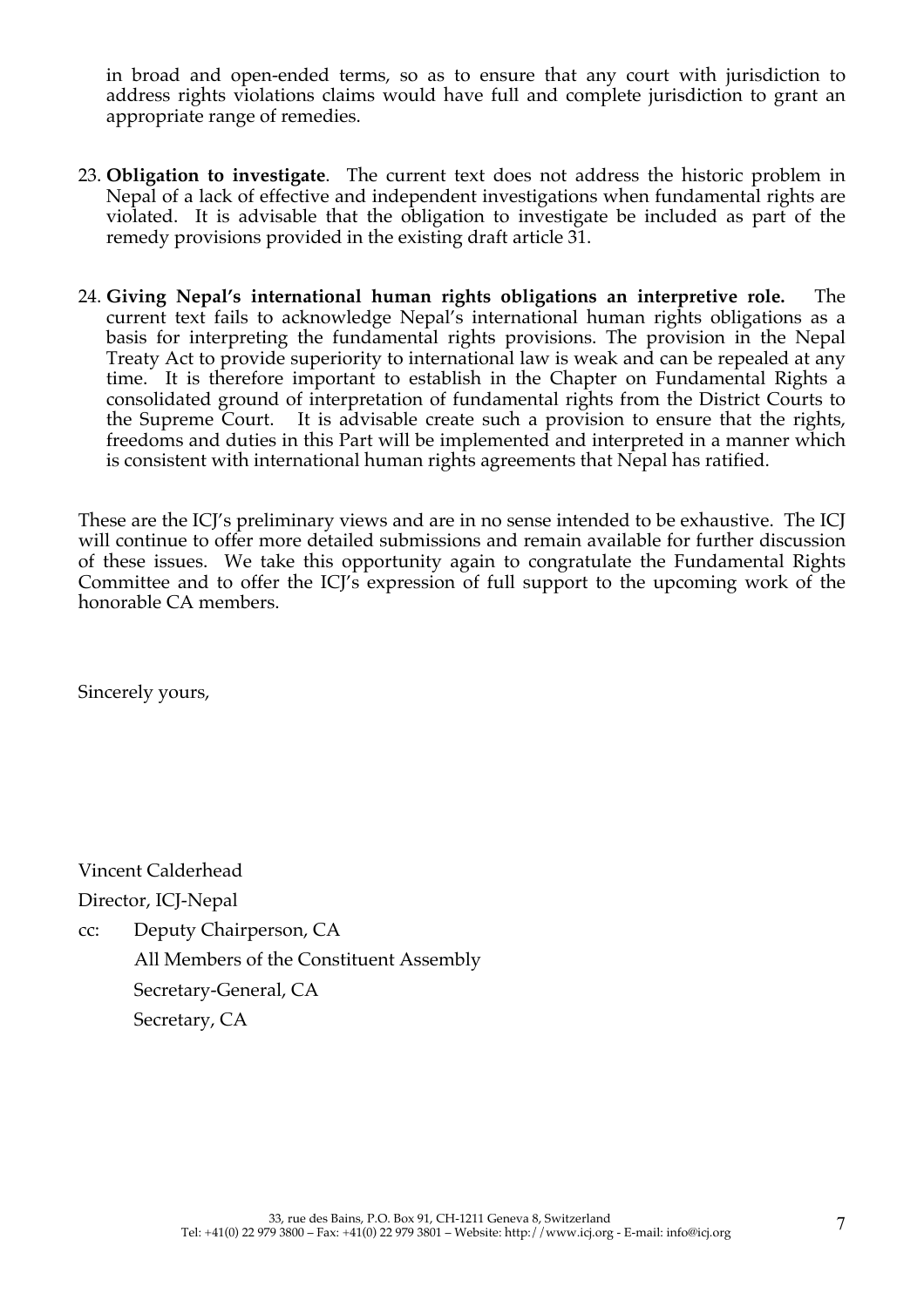in broad and open-ended terms, so as to ensure that any court with jurisdiction to address rights violations claims would have full and complete jurisdiction to grant an appropriate range of remedies.

23. **Obligation to investigate**. The current text does not address the historic problem in Nepal of a lack of effective and independent investigations when fundamental rights are violated. It is advisable that the obligation to investigate be included as part of the remedy provisions provided in the existing draft article 31.

24. **Giving Nepal's international human rights obligations an interpretive role.** The current text fails to acknowledge Nepal's international human rights obligations as a basis for interpreting the fundamental rights provisions. The provision in the Nepal Treaty Act to provide superiority to international law is weak and can be repealed at any time. It is therefore important to establish in the Chapter on Fundamental Rights a consolidated ground of interpretation of fundamental rights from the District Courts to the Supreme Court. It is advisable create such a provision to ensure that the rights, freedoms and duties in this Part will be implemented and interpreted in a manner which is consistent with international human rights agreements that Nepal has ratified.

These are the ICJ's preliminary views and are in no sense intended to be exhaustive. The ICJ will continue to offer more detailed submissions and remain available for further discussion of these issues. We take this opportunity again to congratulate the Fundamental Rights Committee and to offer the ICJ's expression of full support to the upcoming work of the honorable CA members.

Sincerely yours,

Vincent Calderhead

Director, ICJ-Nepal

cc: Deputy Chairperson, CA
All Members of the Constituent Assembly
Secretary-General, CA
Secretary, CA

33, rue des Bains, P.O. Box 91, CH-1211 Geneva 8, Switzerland
Tel: +41(0) 22 979 3800 – Fax: +41(0) 22 979 3801 – Website: http://www.icj.org - E-mail: info@icj.org